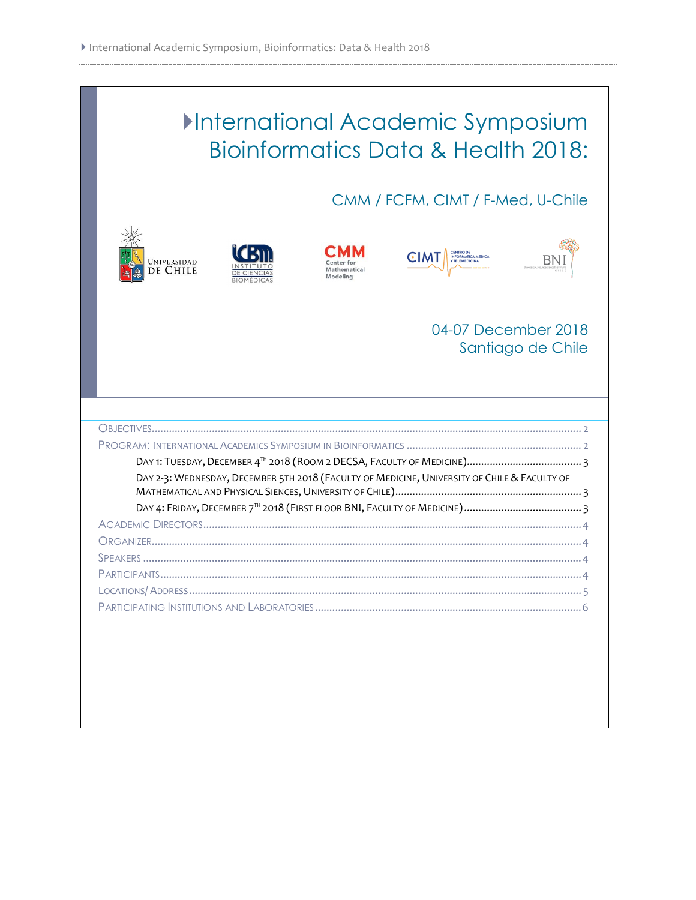# International Academic Symposium Bioinformatics Data & Health 2018:

CMM / FCFM, CIMT / F-Med, U-Chile

04-07 December 2018
Santiago de Chile

OBJECTIVES .......... 2

PROGRAM: INTERNATIONAL ACADEMICS SYMPOSIUM IN BIOINFORMATICS .......... 2

- DAY 1: TUESDAY, DECEMBER 4TH 2018 (ROOM 2 DECSA, FACULTY OF MEDICINE) .......... 3
- DAY 2-3: WEDNESDAY, DECEMBER 5TH 2018 (FACULTY OF MEDICINE, UNIVERSITY OF CHILE & FACULTY OF MATHEMATICAL AND PHYSICAL SIENCES, UNIVERSITY OF CHILE) .......... 3
- DAY 4: FRIDAY, DECEMBER 7TH 2018 (FIRST FLOOR BNI, FACULTY OF MEDICINE) .......... 3

ACADEMIC DIRECTORS .......... 4

ORGANIZER .......... 4

SPEAKERS .......... 4

PARTICIPANTS .......... 4

LOCATIONS/ ADDRESS .......... 5

PARTICIPATING INSTITUTIONS AND LABORATORIES .......... 6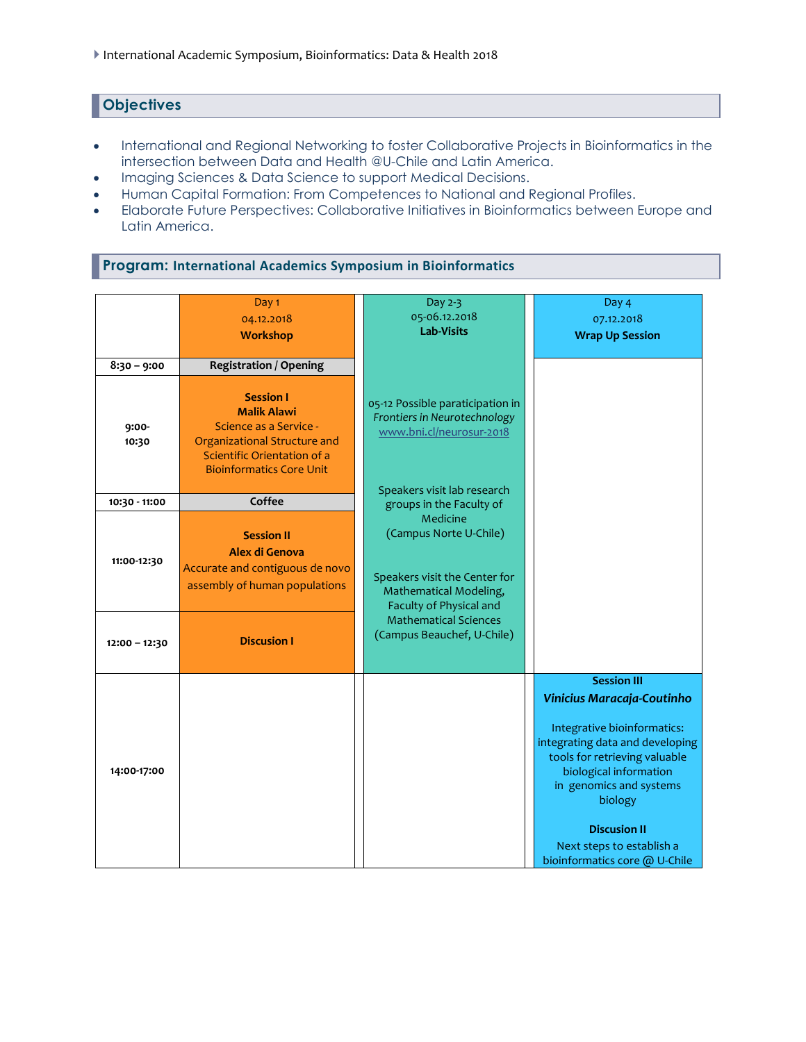## Objectives

- International and Regional Networking to foster Collaborative Projects in Bioinformatics in the intersection between Data and Health @U-Chile and Latin America.
- Imaging Sciences & Data Science to support Medical Decisions.
- Human Capital Formation: From Competences to National and Regional Profiles.
- Elaborate Future Perspectives: Collaborative Initiatives in Bioinformatics between Europe and Latin America.

## Program: International Academics Symposium in Bioinformatics

| | Day 1<br>04.12.2018<br>**Workshop** | Day 2-3<br>05-06.12.2018<br>**Lab-Visits** | Day 4<br>07.12.2018<br>**Wrap Up Session** |
|---|---|---|---|
| **8:30 – 9:00** | **Registration / Opening** | 05-12 Possible paraticipation in *Frontiers in Neurotechnology* www.bni.cl/neurosur-2018<br><br>Speakers visit lab research groups in the Faculty of Medicine (Campus Norte U-Chile)<br><br>Speakers visit the Center for Mathematical Modeling, Faculty of Physical and Mathematical Sciences (Campus Beauchef, U-Chile) | |
| **9:00-10:30** | **Session I**<br>**Malik Alawi**<br>Science as a Service - Organizational Structure and Scientific Orientation of a Bioinformatics Core Unit | | |
| **10:30 - 11:00** | **Coffee** | | |
| **11:00-12:30** | **Session II**<br>**Alex di Genova**<br>Accurate and contiguous de novo assembly of human populations | | |
| **12:00 – 12:30** | **Discusion I** | | |
| **14:00-17:00** | | | **Session III**<br>***Vinicius Maracaja-Coutinho***<br>Integrative bioinformatics: integrating data and developing tools for retrieving valuable biological information in genomics and systems biology<br><br>**Discusion II**<br>Next steps to establish a bioinformatics core @ U-Chile |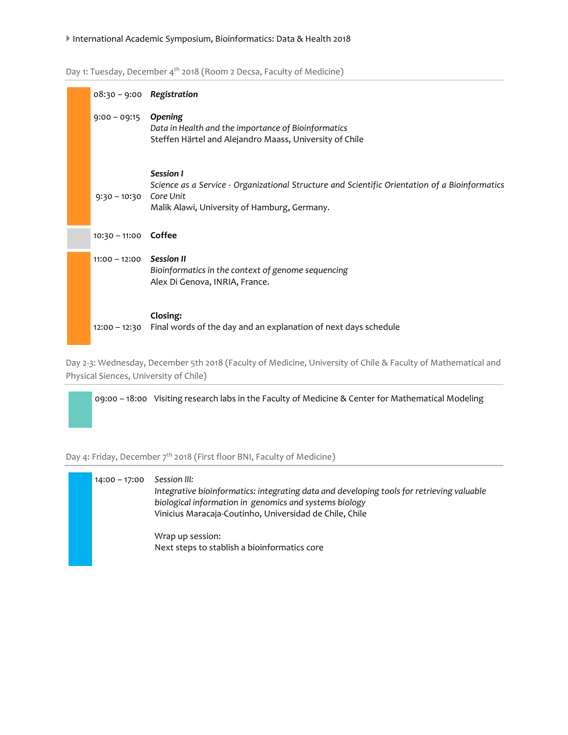International Academic Symposium, Bioinformatics: Data & Health 2018

## Day 1: Tuesday, December 4th 2018 (Room 2 Decsa, Faculty of Medicine)

| | |
|---|---|
| 08:30 – 9:00 | ***Registration*** |
| 9:00 – 09:15 | ***Opening***<br>*Data in Health and the importance of Bioinformatics*<br>Steffen Härtel and Alejandro Maass, University of Chile |
| 9:30 – 10:30 | ***Session I***<br>*Science as a Service - Organizational Structure and Scientific Orientation of a Bioinformatics Core Unit*<br>Malik Alawi, University of Hamburg, Germany. |
| 10:30 – 11:00 | **Coffee** |
| 11:00 – 12:00 | ***Session II***<br>*Bioinformatics in the context of genome sequencing*<br>Alex Di Genova, INRIA, France. |
| 12:00 – 12:30 | **Closing:**<br>Final words of the day and an explanation of next days schedule |

## Day 2-3: Wednesday, December 5th 2018 (Faculty of Medicine, University of Chile & Faculty of Mathematical and Physical Siences, University of Chile)

| | |
|---|---|
| 09:00 – 18:00 | Visiting research labs in the Faculty of Medicine & Center for Mathematical Modeling |

## Day 4: Friday, December 7th 2018 (First floor BNI, Faculty of Medicine)

| | |
|---|---|
| 14:00 – 17:00 | *Session III:*<br>*Integrative bioinformatics: integrating data and developing tools for retrieving valuable biological information in genomics and systems biology*<br>Vinicius Maracaja-Coutinho, Universidad de Chile, Chile<br><br>Wrap up session:<br>Next steps to stablish a bioinformatics core |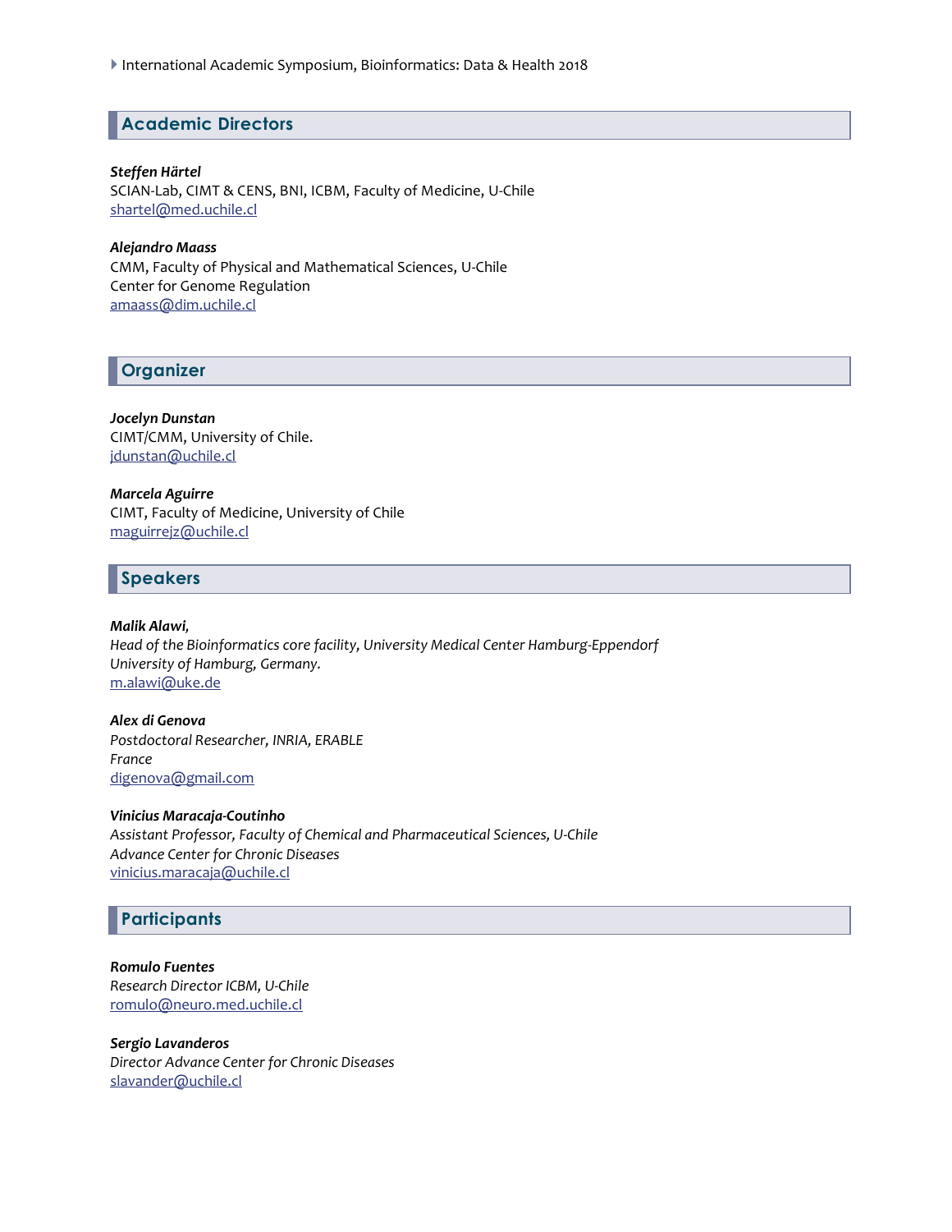## Academic Directors

***Steffen Härtel***
SCIAN-Lab, CIMT & CENS, BNI, ICBM, Faculty of Medicine, U-Chile
shartel@med.uchile.cl

***Alejandro Maass***
CMM, Faculty of Physical and Mathematical Sciences, U-Chile
Center for Genome Regulation
amaass@dim.uchile.cl

## Organizer

***Jocelyn Dunstan***
CIMT/CMM, University of Chile.
jdunstan@uchile.cl

***Marcela Aguirre***
CIMT, Faculty of Medicine, University of Chile
maguirrejz@uchile.cl

## Speakers

***Malik Alawi,***
*Head of the Bioinformatics core facility, University Medical Center Hamburg-Eppendorf*
*University of Hamburg, Germany.*
m.alawi@uke.de

***Alex di Genova***
*Postdoctoral Researcher, INRIA, ERABLE*
*France*
digenova@gmail.com

***Vinicius Maracaja-Coutinho***
*Assistant Professor, Faculty of Chemical and Pharmaceutical Sciences, U-Chile*
*Advance Center for Chronic Diseases*
vinicius.maracaja@uchile.cl

## Participants

***Romulo Fuentes***
*Research Director ICBM, U-Chile*
romulo@neuro.med.uchile.cl

***Sergio Lavanderos***
*Director Advance Center for Chronic Diseases*
slavander@uchile.cl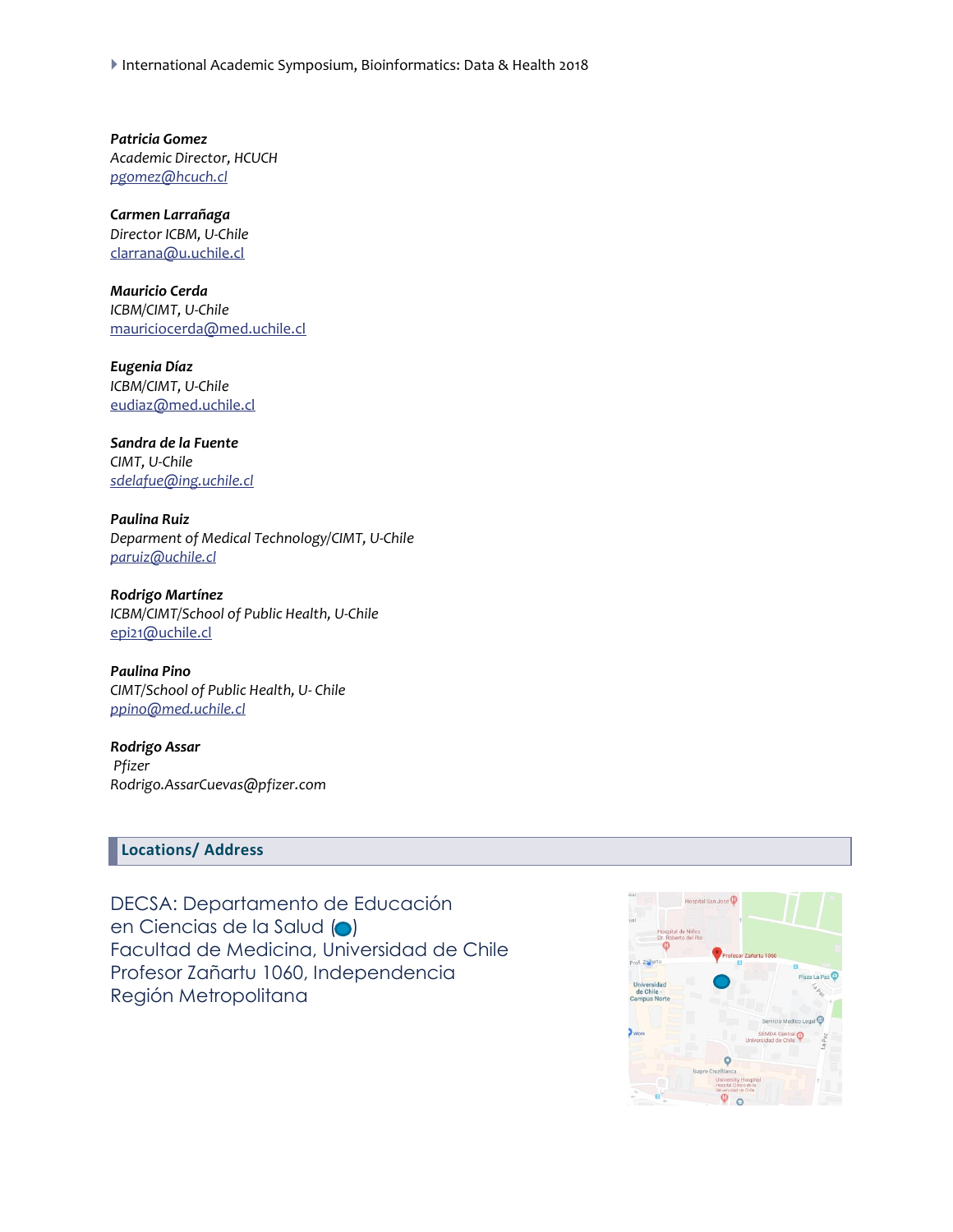***Patricia Gomez***
*Academic Director, HCUCH*
*pgomez@hcuch.cl*

***Carmen Larrañaga***
*Director ICBM, U-Chile*
*clarrana@u.uchile.cl*

***Mauricio Cerda***
*ICBM/CIMT, U-Chile*
*mauriciocerda@med.uchile.cl*

***Eugenia Díaz***
*ICBM/CIMT, U-Chile*
*eudiaz@med.uchile.cl*

***Sandra de la Fuente***
*CIMT, U-Chile*
*sdelafue@ing.uchile.cl*

***Paulina Ruiz***
*Deparment of Medical Technology/CIMT, U-Chile*
*paruiz@uchile.cl*

***Rodrigo Martínez***
*ICBM/CIMT/School of Public Health, U-Chile*
*epi21@uchile.cl*

***Paulina Pino***
*CIMT/School of Public Health, U- Chile*
*ppino@med.uchile.cl*

***Rodrigo Assar***
*Pfizer*
*Rodrigo.AssarCuevas@pfizer.com*

## Locations/ Address

DECSA: Departamento de Educación en Ciencias de la Salud (●)
Facultad de Medicina, Universidad de Chile
Profesor Zañartu 1060, Independencia
Región Metropolitana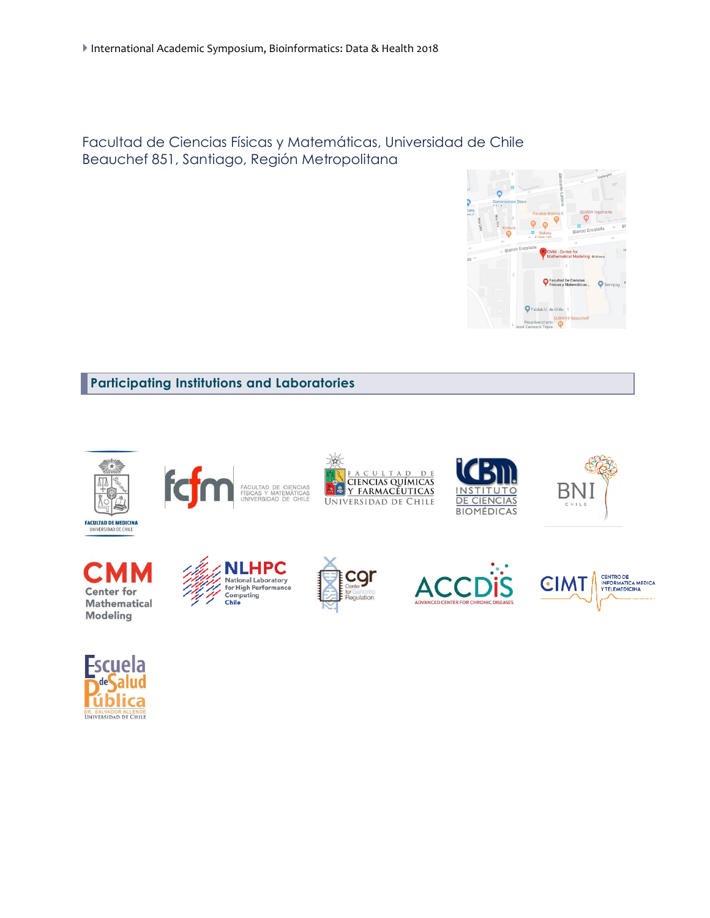Facultad de Ciencias Físicas y Matemáticas, Universidad de Chile
Beauchef 851, Santiago, Región Metropolitana

## Participating Institutions and Laboratories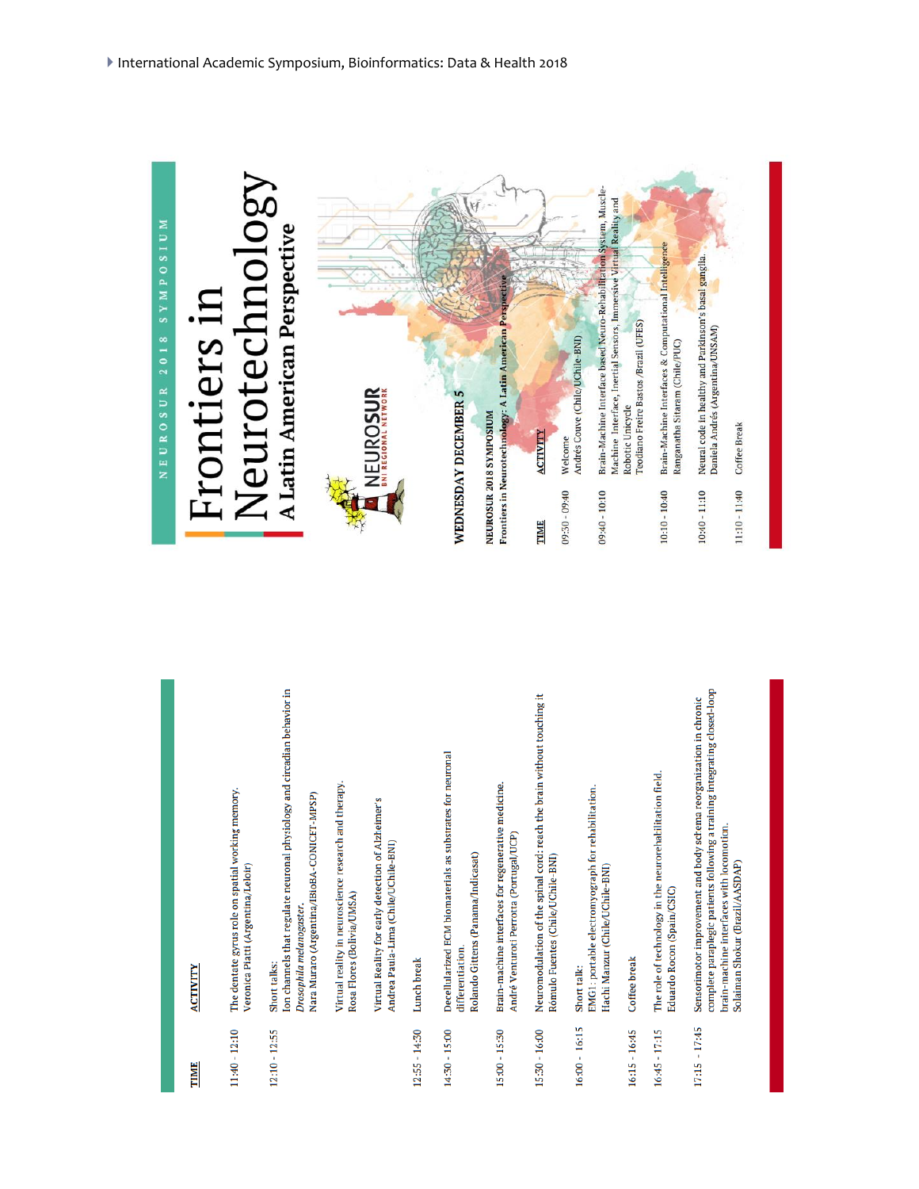NEUROSUR 2018 SYMPOSIUM

# Frontiers in Neurotechnology

## A Latin American Perspective

NEUROSUR
BNI REGIONAL NETWORK

### WEDNESDAY DECEMBER 5

**NEUROSUR 2018 SYMPOSIUM**
**Frontiers in Neurotechnology: A Latin American Perspective**

| TIME | ACTIVITY |
|---|---|
| 09:30 - 09:40 | Welcome<br>Andrés Couve (Chile/UChile-BNI) |
| 09:40 - 10:10 | Brain-Machine Interface based Neuro-Rehabilitation System, Muscle-Machine Interface, Inertial Sensors, Immersive Virtual Reality and Robotic Unicycle<br>Teodiano Freire Bastos /Brazil (UFES) |
| 10:10 - 10:40 | Brain-Machine Interfaces & Computational Intelligence<br>Ranganatha Sitaram (Chile/PUC) |
| 10:40 - 11:10 | Neural code in healthy and Parkinson's basal ganglia.<br>Daniela Andrés (Argentina/UNSAM) |
| 11:10 - 11:40 | Coffee Break |

| TIME | ACTIVITY |
|---|---|
| 11:40 - 12:10 | The dentate gyrus role on spatial working memory.<br>Veronica Piatti (Argentina/Leloir) |
| 12:10 - 12:55 | Short talks:<br>Ion channels that regulate neuronal physiology and circadian behavior in *Drosophila melanogaster*.<br>Nara Muraro (Argentina/IBioBA-CONICET-MPSP)<br><br>Virtual reality in neuroscience research and therapy.<br>Rosa Flores (Bolivia/UMSA)<br><br>Virtual Reality for early detection of Alzheimer's<br>Andrea Paula-Lima (Chile/UChile-BNI) |
| 12:55 - 14:30 | Lunch break |
| 14:30 - 15:00 | Decellularized ECM biomaterials as substrates for neuronal differentiation.<br>Rolando Gittens (Panama/Indicasat) |
| 15:00 - 15:30 | Brain-machine interfaces for regenerative medicine.<br>André Venturoti Perrotta (Portugal/UCP) |
| 15:30 - 16:00 | Neuromodulation of the spinal cord: reach the brain without touching it<br>Rómulo Fuentes (Chile/UChile-BNI) |
| 16:00 - 16:15 | Short talk:<br>EMG1: portable electromyograph for rehabilitation.<br>Hachi Manzur (Chile/UChile-BNI) |
| 16:15 - 16:45 | Coffee break |
| 16:45 - 17:15 | The role of technology in the neurorehabilitation field.<br>Eduardo Rocon (Spain/CSIC) |
| 17:15 - 17:45 | Sensorimotor improvement and body schema reorganization in chronic complete paraplegic patients following a training integrating closed-loop brain-machine interfaces with locomotion.<br>Solaiman Shokur (Brazil/AASDAP) |